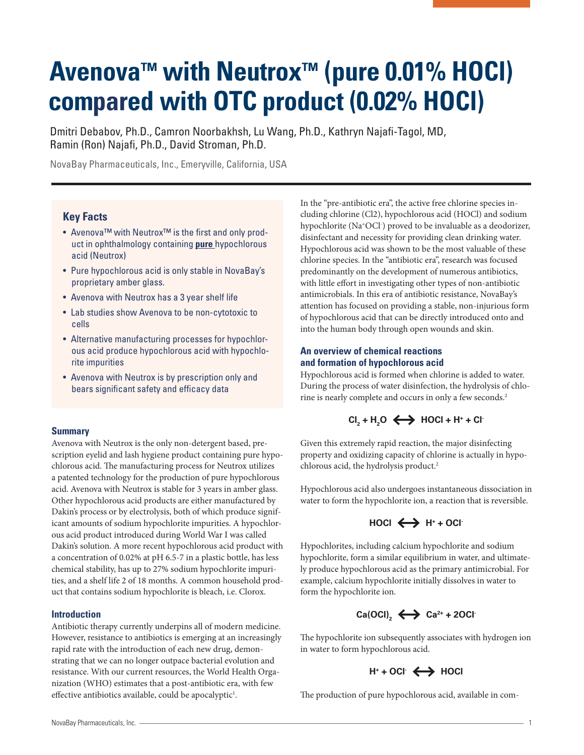# Avenova™ with Neutrox™ (pure 0.01% HOCl) compared with OTC product (0.02% HOCl)

Dmitri Debabov, Ph.D., Camron Noorbakhsh, Lu Wang, Ph.D., Kathryn Najafi-Tagol, MD, Ramin (Ron) Najafi, Ph.D., David Stroman, Ph.D.

NovaBay Pharmaceuticals, Inc., Emeryville, California, USA

### Key Facts

- Avenova™ with Neutrox™ is the first and only product in ophthalmology containing **pure** hypochlorous acid (Neutrox)
- Pure hypochlorous acid is only stable in NovaBay's proprietary amber glass.
- Avenova with Neutrox has a 3 year shelf life
- Lab studies show Avenova to be non-cytotoxic to cells
- Alternative manufacturing processes for hypochlorous acid produce hypochlorous acid with hypochlorite impurities
- Avenova with Neutrox is by prescription only and bears significant safety and efficacy data

### Summary

Avenova with Neutrox is the only non-detergent based, prescription eyelid and lash hygiene product containing pure hypochlorous acid. The manufacturing process for Neutrox utilizes a patented technology for the production of pure hypochlorous acid. Avenova with Neutrox is stable for 3 years in amber glass. Other hypochlorous acid products are either manufactured by Dakin's process or by electrolysis, both of which produce significant amounts of sodium hypochlorite impurities. A hypochlorous acid product introduced during World War I was called Dakin's solution. A more recent hypochlorous acid product with a concentration of 0.02% at pH 6.5-7 in a plastic bottle, has less chemical stability, has up to 27% sodium hypochlorite impurities, and a shelf life 2 of 18 months. A common household product that contains sodium hypochlorite is bleach, i.e. Clorox.

### Introduction

Antibiotic therapy currently underpins all of modern medicine. However, resistance to antibiotics is emerging at an increasingly rapid rate with the introduction of each new drug, demonstrating that we can no longer outpace bacterial evolution and resistance. With our current resources, the World Health Organization (WHO) estimates that a post-antibiotic era, with few effective antibiotics available, could be apocalyptic[1].

In the "pre-antibiotic era", the active free chlorine species including chlorine (Cl2), hypochlorous acid (HOCl) and sodium hypochlorite ($Na^+OCl^-$) proved to be invaluable as a deodorizer, disinfectant and necessity for providing clean drinking water. Hypochlorous acid was shown to be the most valuable of these chlorine species. In the "antibiotic era", research was focused predominantly on the development of numerous antibiotics, with little effort in investigating other types of non-antibiotic antimicrobials. In this era of antibiotic resistance, NovaBay's attention has focused on providing a stable, non-injurious form of hypochlorous acid that can be directly introduced onto and into the human body through open wounds and skin.

### An overview of chemical reactions and formation of hypochlorous acid

Hypochlorous acid is formed when chlorine is added to water. During the process of water disinfection, the hydrolysis of chlorine is nearly complete and occurs in only a few seconds.[2]

$$Cl_2 + H_2O \longleftrightarrow HOCl + H^+ + Cl^-$$

Given this extremely rapid reaction, the major disinfecting property and oxidizing capacity of chlorine is actually in hypochlorous acid, the hydrolysis product.[2]

Hypochlorous acid also undergoes instantaneous dissociation in water to form the hypochlorite ion, a reaction that is reversible.

$$HOCl \longleftrightarrow H^+ + OCl^-$$

Hypochlorites, including calcium hypochlorite and sodium hypochlorite, form a similar equilibrium in water, and ultimately produce hypochlorous acid as the primary antimicrobial. For example, calcium hypochlorite initially dissolves in water to form the hypochlorite ion.

$$Ca(OCl)_2 \longleftrightarrow Ca^{2+} + 2OCl^-$$

The hypochlorite ion subsequently associates with hydrogen ion in water to form hypochlorous acid.

$$H^+ + OCl^- \longleftrightarrow HOCl$$

The production of pure hypochlorous acid, available in com-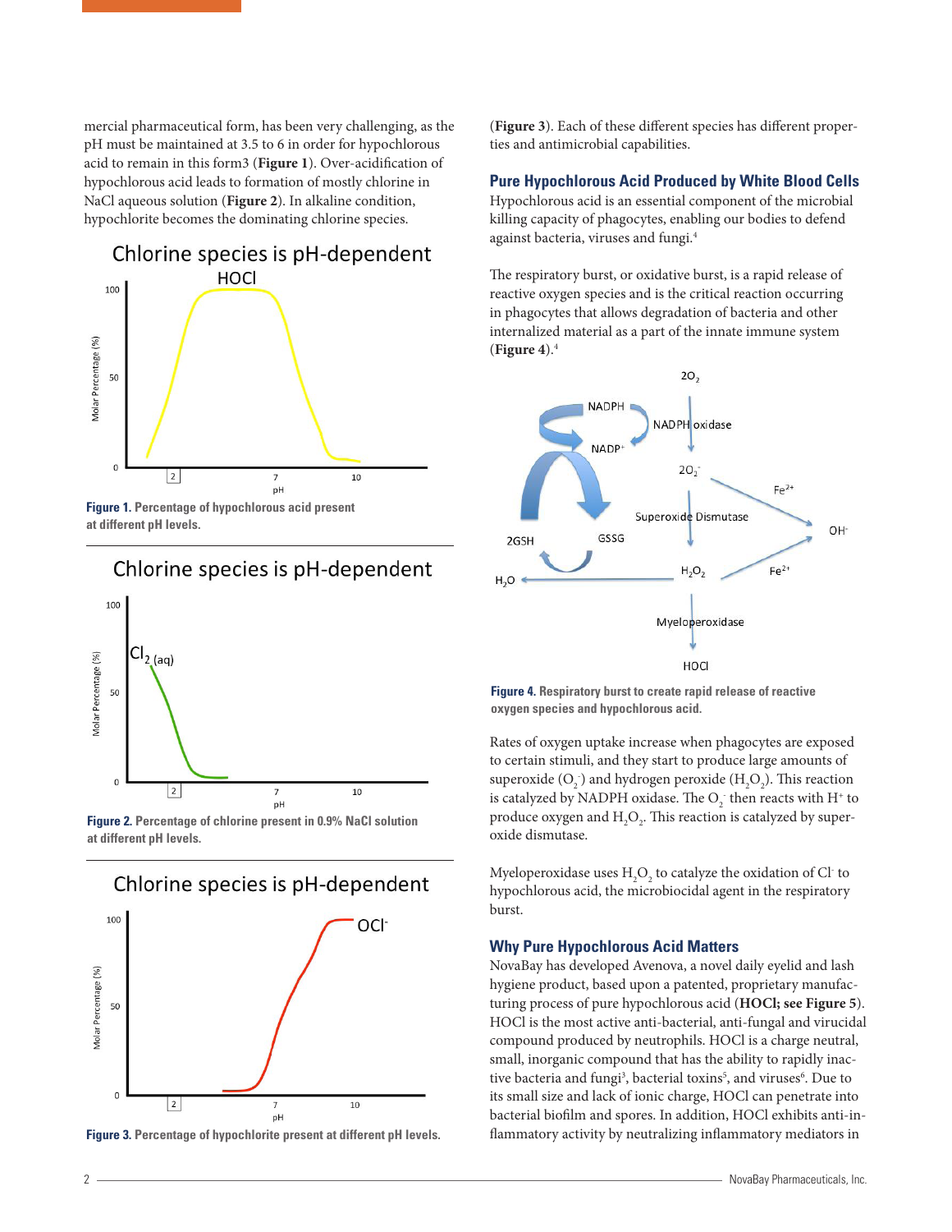mercial pharmaceutical form, has been very challenging, as the pH must be maintained at 3.5 to 6 in order for hypochlorous acid to remain in this form3 (**Figure 1**). Over-acidification of hypochlorous acid leads to formation of mostly chlorine in NaCl aqueous solution (**Figure 2**). In alkaline condition, hypochlorite becomes the dominating chlorine species.

**Figure 1.** Percentage of hypochlorous acid present at different pH levels.

**Figure 2.** Percentage of chlorine present in 0.9% NaCl solution at different pH levels.

**Figure 3.** Percentage of hypochlorite present at different pH levels.

(**Figure 3**). Each of these different species has different properties and antimicrobial capabilities.

## Pure Hypochlorous Acid Produced by White Blood Cells

Hypochlorous acid is an essential component of the microbial killing capacity of phagocytes, enabling our bodies to defend against bacteria, viruses and fungi.[4]

The respiratory burst, or oxidative burst, is a rapid release of reactive oxygen species and is the critical reaction occurring in phagocytes that allows degradation of bacteria and other internalized material as a part of the innate immune system (**Figure 4**).[4]

**Figure 4.** Respiratory burst to create rapid release of reactive oxygen species and hypochlorous acid.

Rates of oxygen uptake increase when phagocytes are exposed to certain stimuli, and they start to produce large amounts of superoxide ($O_2^-$) and hydrogen peroxide ($H_2O_2$). This reaction is catalyzed by NADPH oxidase. The $O_2^-$ then reacts with $H^+$ to produce oxygen and $H_2O_2$. This reaction is catalyzed by superoxide dismutase.

Myeloperoxidase uses $H_2O_2$ to catalyze the oxidation of $Cl^-$ to hypochlorous acid, the microbiocidal agent in the respiratory burst.

## Why Pure Hypochlorous Acid Matters

NovaBay has developed Avenova, a novel daily eyelid and lash hygiene product, based upon a patented, proprietary manufacturing process of pure hypochlorous acid (**HOCl; see Figure 5**). HOCl is the most active anti-bacterial, anti-fungal and virucidal compound produced by neutrophils. HOCl is a charge neutral, small, inorganic compound that has the ability to rapidly inactive bacteria and fungi[3], bacterial toxins[5], and viruses[6]. Due to its small size and lack of ionic charge, HOCl can penetrate into bacterial biofilm and spores. In addition, HOCl exhibits anti-inflammatory activity by neutralizing inflammatory mediators in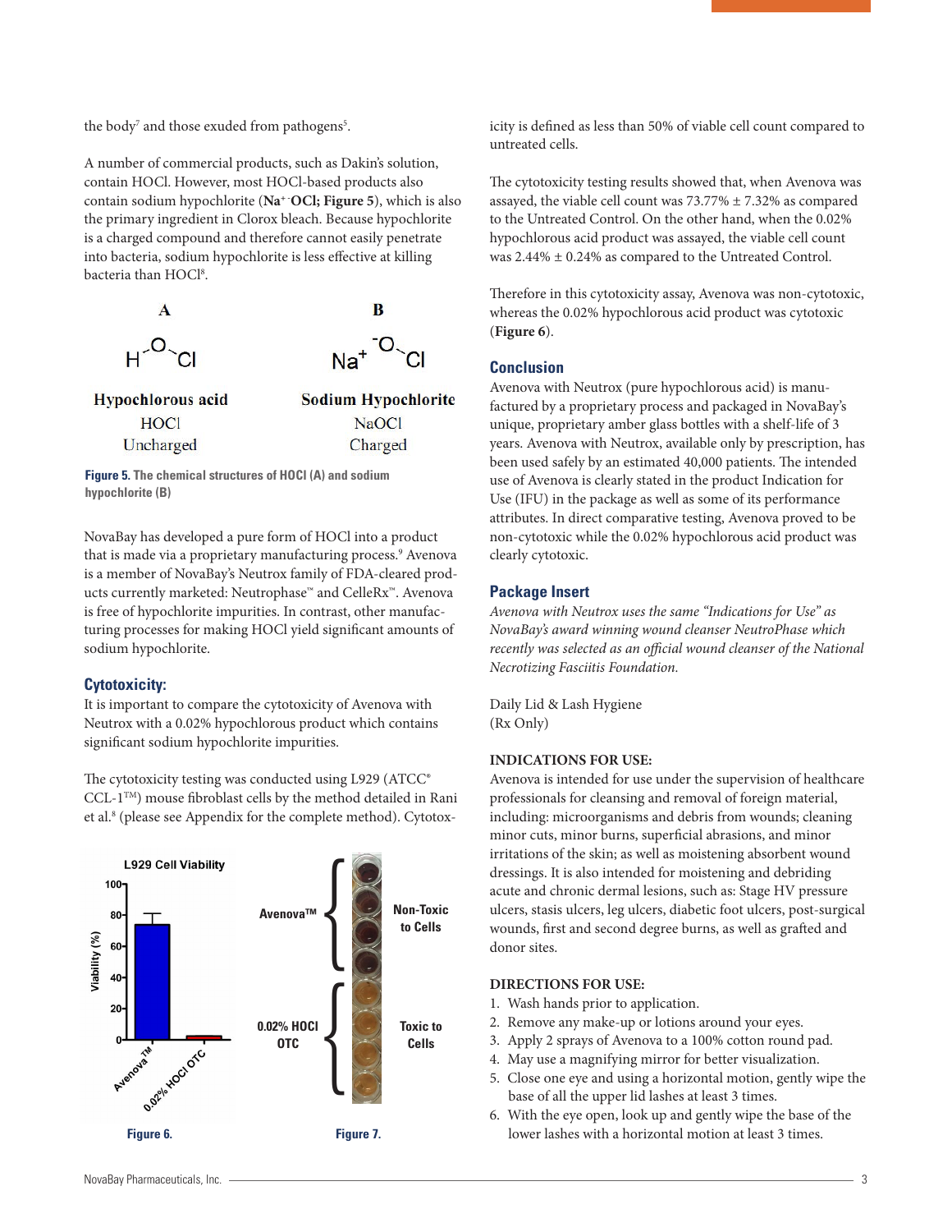the body[7] and those exuded from pathogens[5].

A number of commercial products, such as Dakin's solution, contain HOCl. However, most HOCl-based products also contain sodium hypochlorite (**$Na^+$ $^-$OCl; Figure 5**), which is also the primary ingredient in Clorox bleach. Because hypochlorite is a charged compound and therefore cannot easily penetrate into bacteria, sodium hypochlorite is less effective at killing bacteria than HOCl[8].

**A**

H-O-Cl

**Hypochlorous acid**
HOCl
Uncharged

**B**

$Na^+$ $^-$O-Cl

**Sodium Hypochlorite**
NaOCl
Charged

**Figure 5. The chemical structures of HOCl (A) and sodium hypochlorite (B)**

NovaBay has developed a pure form of HOCl into a product that is made via a proprietary manufacturing process.[9] Avenova is a member of NovaBay's Neutrox family of FDA-cleared products currently marketed: Neutrophase™ and CelleRx™. Avenova is free of hypochlorite impurities. In contrast, other manufacturing processes for making HOCl yield significant amounts of sodium hypochlorite.

## Cytotoxicity:

It is important to compare the cytotoxicity of Avenova with Neutrox with a 0.02% hypochlorous product which contains significant sodium hypochlorite impurities.

The cytotoxicity testing was conducted using L929 (ATCC® CCL-1™) mouse fibroblast cells by the method detailed in Rani et al.[8] (please see Appendix for the complete method). Cytotoxicity is defined as less than 50% of viable cell count compared to untreated cells.

The cytotoxicity testing results showed that, when Avenova was assayed, the viable cell count was 73.77% ± 7.32% as compared to the Untreated Control. On the other hand, when the 0.02% hypochlorous acid product was assayed, the viable cell count was 2.44% ± 0.24% as compared to the Untreated Control.

Therefore in this cytotoxicity assay, Avenova was non-cytotoxic, whereas the 0.02% hypochlorous acid product was cytotoxic (**Figure 6**).

L929 Cell Viability

**Figure 6.**

Avenova™ — Non-Toxic to Cells

0.02% HOCl OTC — Toxic to Cells

**Figure 7.**

## Conclusion

Avenova with Neutrox (pure hypochlorous acid) is manufactured by a proprietary process and packaged in NovaBay's unique, proprietary amber glass bottles with a shelf-life of 3 years. Avenova with Neutrox, available only by prescription, has been used safely by an estimated 40,000 patients. The intended use of Avenova is clearly stated in the product Indication for Use (IFU) in the package as well as some of its performance attributes. In direct comparative testing, Avenova proved to be non-cytotoxic while the 0.02% hypochlorous acid product was clearly cytotoxic.

## Package Insert

*Avenova with Neutrox uses the same "Indications for Use" as NovaBay's award winning wound cleanser NeutroPhase which recently was selected as an official wound cleanser of the National Necrotizing Fasciitis Foundation.*

Daily Lid & Lash Hygiene
(Rx Only)

**INDICATIONS FOR USE:**

Avenova is intended for use under the supervision of healthcare professionals for cleansing and removal of foreign material, including: microorganisms and debris from wounds; cleaning minor cuts, minor burns, superficial abrasions, and minor irritations of the skin; as well as moistening absorbent wound dressings. It is also intended for moistening and debriding acute and chronic dermal lesions, such as: Stage HV pressure ulcers, stasis ulcers, leg ulcers, diabetic foot ulcers, post-surgical wounds, first and second degree burns, as well as grafted and donor sites.

**DIRECTIONS FOR USE:**

1. Wash hands prior to application.
2. Remove any make-up or lotions around your eyes.
3. Apply 2 sprays of Avenova to a 100% cotton round pad.
4. May use a magnifying mirror for better visualization.
5. Close one eye and using a horizontal motion, gently wipe the base of all the upper lid lashes at least 3 times.
6. With the eye open, look up and gently wipe the base of the lower lashes with a horizontal motion at least 3 times.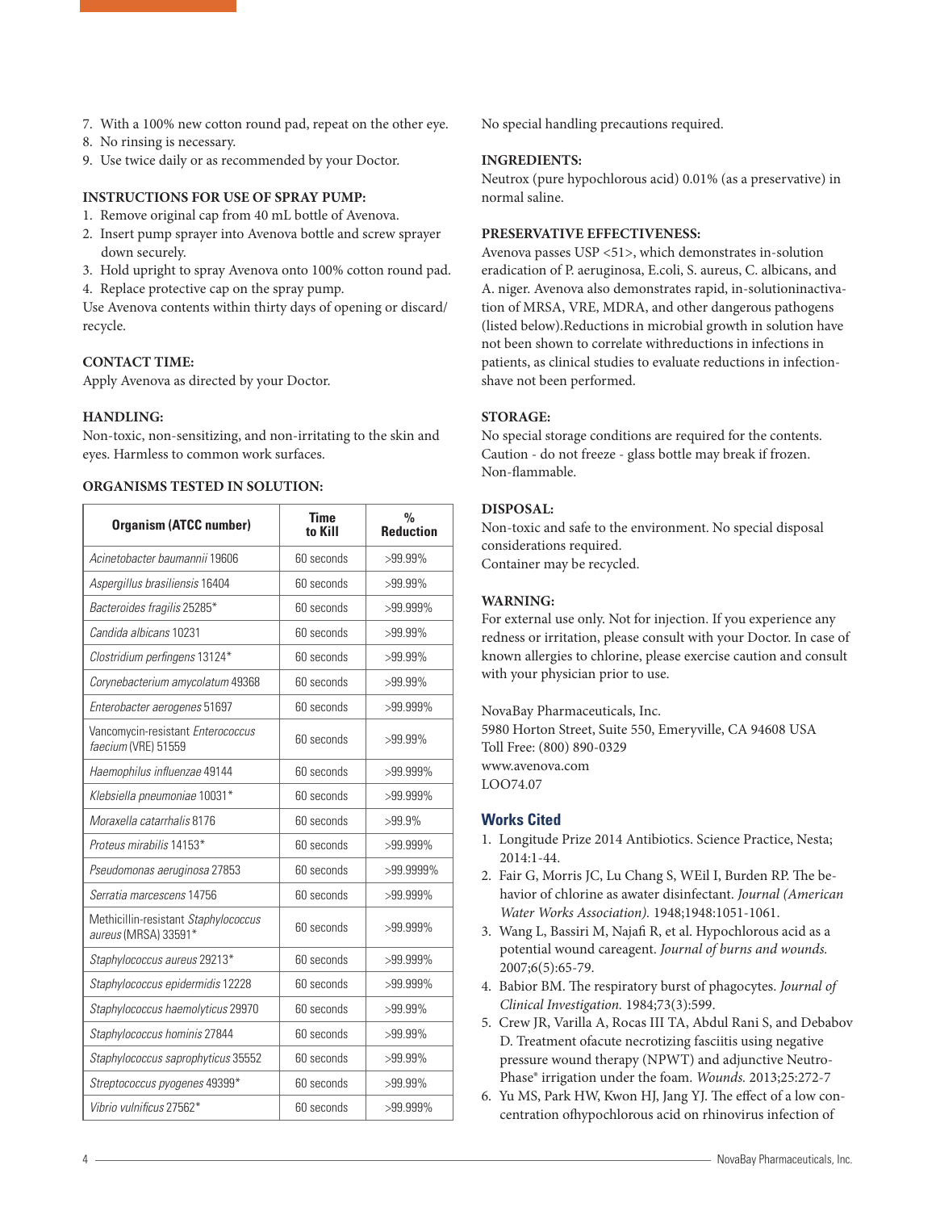7. With a 100% new cotton round pad, repeat on the other eye.
8. No rinsing is necessary.
9. Use twice daily or as recommended by your Doctor.

**INSTRUCTIONS FOR USE OF SPRAY PUMP:**

1. Remove original cap from 40 mL bottle of Avenova.
2. Insert pump sprayer into Avenova bottle and screw sprayer down securely.
3. Hold upright to spray Avenova onto 100% cotton round pad.
4. Replace protective cap on the spray pump.

Use Avenova contents within thirty days of opening or discard/ recycle.

**CONTACT TIME:**

Apply Avenova as directed by your Doctor.

**HANDLING:**

Non-toxic, non-sensitizing, and non-irritating to the skin and eyes. Harmless to common work surfaces.

**ORGANISMS TESTED IN SOLUTION:**

| Organism (ATCC number) | Time to Kill | % Reduction |
|---|---|---|
| *Acinetobacter baumannii* 19606 | 60 seconds | >99.99% |
| *Aspergillus brasiliensis* 16404 | 60 seconds | >99.99% |
| *Bacteroides fragilis* 25285* | 60 seconds | >99.999% |
| *Candida albicans* 10231 | 60 seconds | >99.99% |
| *Clostridium perfingens* 13124* | 60 seconds | >99.99% |
| *Corynebacterium amycolatum* 49368 | 60 seconds | >99.99% |
| *Enterobacter aerogenes* 51697 | 60 seconds | >99.999% |
| Vancomycin-resistant *Enterococcus faecium* (VRE) 51559 | 60 seconds | >99.99% |
| *Haemophilus influenzae* 49144 | 60 seconds | >99.999% |
| *Klebsiella pneumoniae* 10031* | 60 seconds | >99.999% |
| *Moraxella catarrhalis* 8176 | 60 seconds | >99.9% |
| *Proteus mirabilis* 14153* | 60 seconds | >99.999% |
| *Pseudomonas aeruginosa* 27853 | 60 seconds | >99.9999% |
| *Serratia marcescens* 14756 | 60 seconds | >99.999% |
| Methicillin-resistant *Staphylococcus aureus* (MRSA) 33591* | 60 seconds | >99.999% |
| *Staphylococcus aureus* 29213* | 60 seconds | >99.999% |
| *Staphylococcus epidermidis* 12228 | 60 seconds | >99.999% |
| *Staphylococcus haemolyticus* 29970 | 60 seconds | >99.99% |
| *Staphylococcus hominis* 27844 | 60 seconds | >99.99% |
| *Staphylococcus saprophyticus* 35552 | 60 seconds | >99.99% |
| *Streptococcus pyogenes* 49399* | 60 seconds | >99.99% |
| *Vibrio vulnificus* 27562* | 60 seconds | >99.999% |

No special handling precautions required.

**INGREDIENTS:**

Neutrox (pure hypochlorous acid) 0.01% (as a preservative) in normal saline.

**PRESERVATIVE EFFECTIVENESS:**

Avenova passes USP <51>, which demonstrates in-solution eradication of P. aeruginosa, E.coli, S. aureus, C. albicans, and A. niger. Avenova also demonstrates rapid, in-solutioninactivation of MRSA, VRE, MDRA, and other dangerous pathogens (listed below).Reductions in microbial growth in solution have not been shown to correlate withreductions in infections in patients, as clinical studies to evaluate reductions in infectionshave not been performed.

**STORAGE:**

No special storage conditions are required for the contents. Caution - do not freeze - glass bottle may break if frozen. Non-flammable.

**DISPOSAL:**

Non-toxic and safe to the environment. No special disposal considerations required.
Container may be recycled.

**WARNING:**

For external use only. Not for injection. If you experience any redness or irritation, please consult with your Doctor. In case of known allergies to chlorine, please exercise caution and consult with your physician prior to use.

NovaBay Pharmaceuticals, Inc.
5980 Horton Street, Suite 550, Emeryville, CA 94608 USA
Toll Free: (800) 890-0329
www.avenova.com
LOO74.07

## Works Cited

1. Longitude Prize 2014 Antibiotics. Science Practice, Nesta; 2014:1-44.
2. Fair G, Morris JC, Lu Chang S, WEil I, Burden RP. The behavior of chlorine as awater disinfectant. *Journal (American Water Works Association).* 1948;1948:1051-1061.
3. Wang L, Bassiri M, Najafi R, et al. Hypochlorous acid as a potential wound careagent. *Journal of burns and wounds.* 2007;6(5):65-79.
4. Babior BM. The respiratory burst of phagocytes. *Journal of Clinical Investigation.* 1984;73(3):599.
5. Crew JR, Varilla A, Rocas III TA, Abdul Rani S, and Debabov D. Treatment ofacute necrotizing fasciitis using negative pressure wound therapy (NPWT) and adjunctive NeutroPhase® irrigation under the foam. *Wounds.* 2013;25:272-7
6. Yu MS, Park HW, Kwon HJ, Jang YJ. The effect of a low concentration ofhypochlorous acid on rhinovirus infection of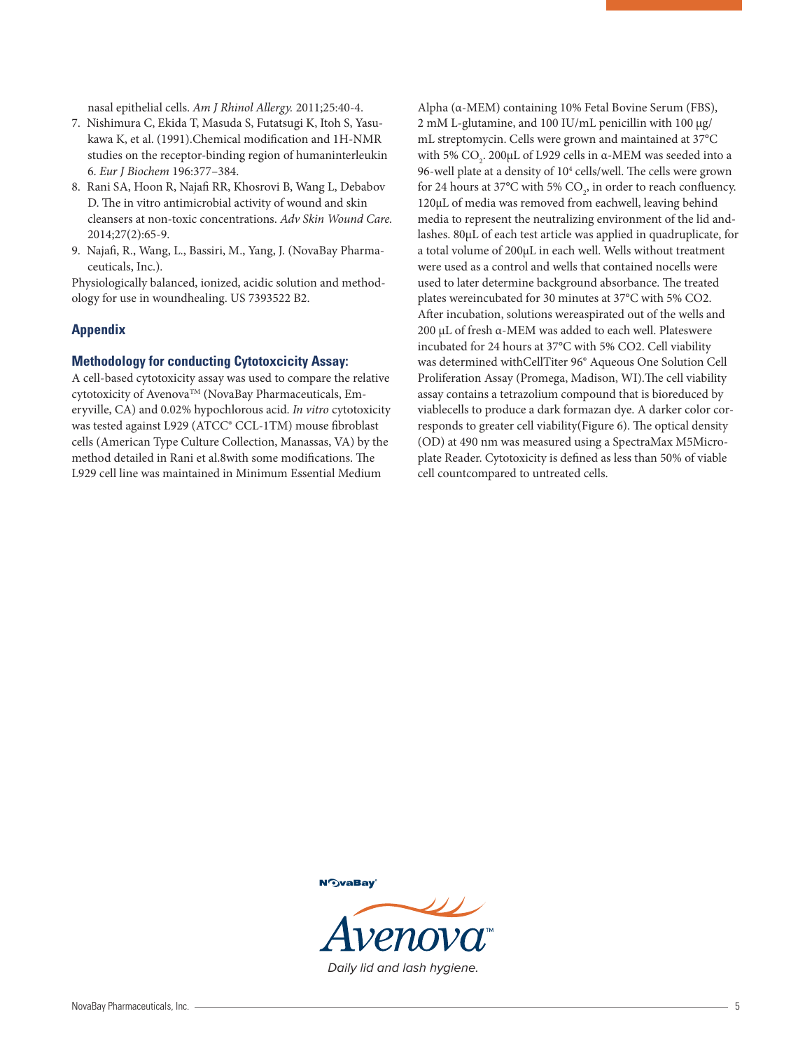nasal epithelial cells. *Am J Rhinol Allergy.* 2011;25:40-4.

7. Nishimura C, Ekida T, Masuda S, Futatsugi K, Itoh S, Yasukawa K, et al. (1991).Chemical modification and 1H-NMR studies on the receptor-binding region of humaninterleukin 6. *Eur J Biochem* 196:377–384.
8. Rani SA, Hoon R, Najafi RR, Khosrovi B, Wang L, Debabov D. The in vitro antimicrobial activity of wound and skin cleansers at non-toxic concentrations. *Adv Skin Wound Care.* 2014;27(2):65-9.
9. Najafi, R., Wang, L., Bassiri, M., Yang, J. (NovaBay Pharmaceuticals, Inc.).

Physiologically balanced, ionized, acidic solution and methodology for use in woundhealing. US 7393522 B2.

## Appendix

### Methodology for conducting Cytotoxcicity Assay:

A cell-based cytotoxicity assay was used to compare the relative cytotoxicity of Avenova™ (NovaBay Pharmaceuticals, Emeryville, CA) and 0.02% hypochlorous acid. *In vitro* cytotoxicity was tested against L929 (ATCC® CCL-1TM) mouse fibroblast cells (American Type Culture Collection, Manassas, VA) by the method detailed in Rani et al.8with some modifications. The L929 cell line was maintained in Minimum Essential Medium Alpha (α-MEM) containing 10% Fetal Bovine Serum (FBS), 2 mM L-glutamine, and 100 IU/mL penicillin with 100 μg/mL streptomycin. Cells were grown and maintained at 37°C with 5% $CO_2$. 200μL of L929 cells in α-MEM was seeded into a 96-well plate at a density of $10^4$ cells/well. The cells were grown for 24 hours at 37°C with 5% $CO_2$, in order to reach confluency. 120μL of media was removed from eachwell, leaving behind media to represent the neutralizing environment of the lid andlashes. 80μL of each test article was applied in quadruplicate, for a total volume of 200μL in each well. Wells without treatment were used as a control and wells that contained nocells were used to later determine background absorbance. The treated plates wereincubated for 30 minutes at 37°C with 5% CO2. After incubation, solutions wereaspirated out of the wells and 200 μL of fresh α-MEM was added to each well. Plateswere incubated for 24 hours at 37°C with 5% CO2. Cell viability was determined withCellTiter 96® Aqueous One Solution Cell Proliferation Assay (Promega, Madison, WI).The cell viability assay contains a tetrazolium compound that is bioreduced by viablecells to produce a dark formazan dye. A darker color corresponds to greater cell viability(Figure 6). The optical density (OD) at 490 nm was measured using a SpectraMax M5Microplate Reader. Cytotoxicity is defined as less than 50% of viable cell countcompared to untreated cells.

NovaBay®

Avenova™

*Daily lid and lash hygiene.*